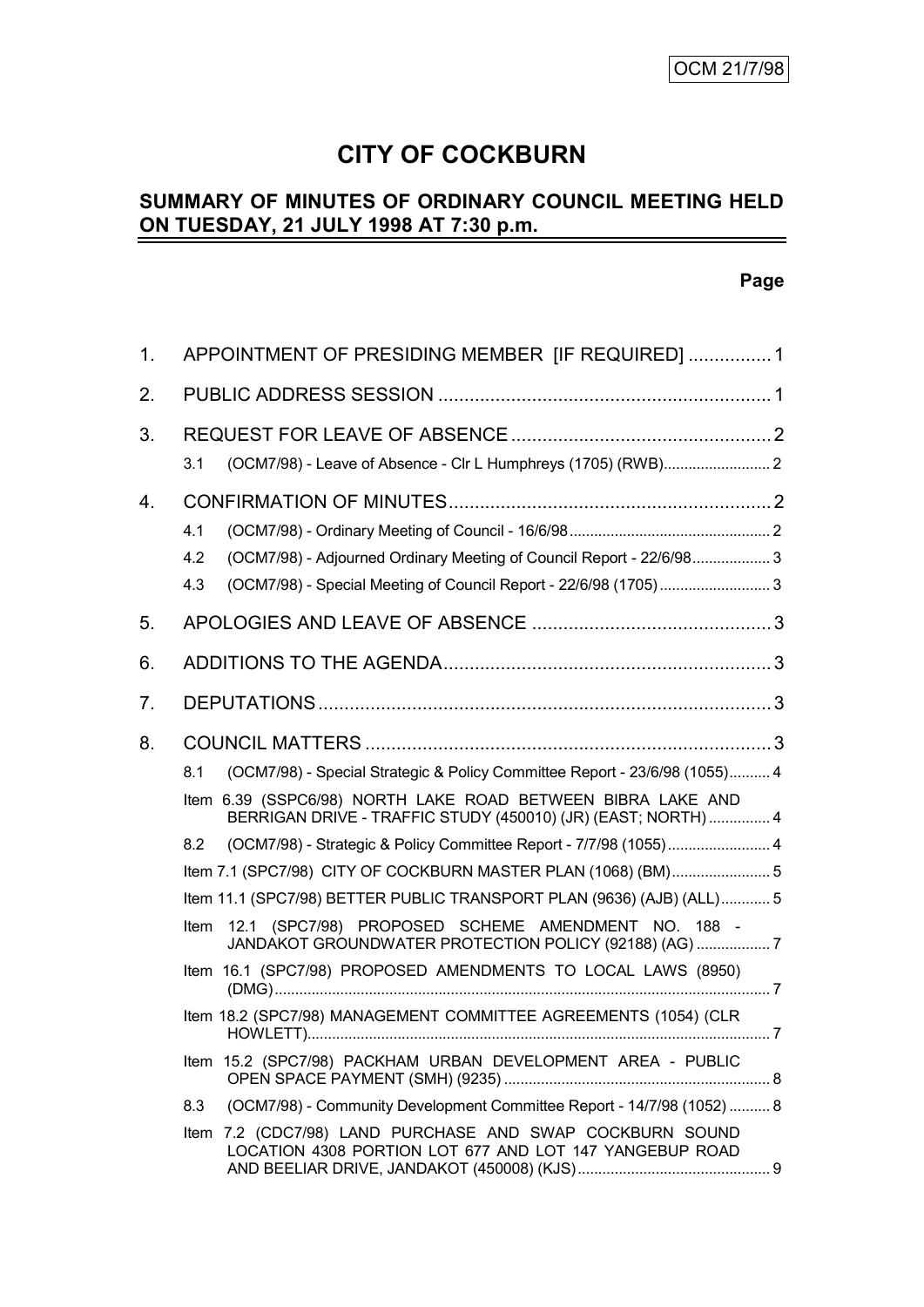OCM 21/7/98

# CITY OF COCKBURN

## SUMMARY OF MINUTES OF ORDINARY COUNCIL MEETING HELD ON TUESDAY, 21 JULY 1998 AT 7:30 p.m.

**Page**

1. APPOINTMENT OF PRESIDING MEMBER [IF REQUIRED] ................ 1
2. PUBLIC ADDRESS SESSION ................................................................ 1
3. REQUEST FOR LEAVE OF ABSENCE .................................................. 2
   - 3.1 (OCM7/98) - Leave of Absence - Clr L Humphreys (1705) (RWB).......................... 2
4. CONFIRMATION OF MINUTES.............................................................. 2
   - 4.1 (OCM7/98) - Ordinary Meeting of Council - 16/6/98................................................. 2
   - 4.2 (OCM7/98) - Adjourned Ordinary Meeting of Council Report - 22/6/98.................... 3
   - 4.3 (OCM7/98) - Special Meeting of Council Report - 22/6/98 (1705)........................... 3
5. APOLOGIES AND LEAVE OF ABSENCE .............................................. 3
6. ADDITIONS TO THE AGENDA................................................................ 3
7. DEPUTATIONS........................................................................................ 3
8. COUNCIL MATTERS ............................................................................... 3
   - 8.1 (OCM7/98) - Special Strategic & Policy Committee Report - 23/6/98 (1055)........... 4
   - Item 6.39 (SSPC6/98) NORTH LAKE ROAD BETWEEN BIBRA LAKE AND BERRIGAN DRIVE - TRAFFIC STUDY (450010) (JR) (EAST; NORTH) ............... 4
   - 8.2 (OCM7/98) - Strategic & Policy Committee Report - 7/7/98 (1055)......................... 4
   - Item 7.1 (SPC7/98) CITY OF COCKBURN MASTER PLAN (1068) (BM)........................ 5
   - Item 11.1 (SPC7/98) BETTER PUBLIC TRANSPORT PLAN (9636) (AJB) (ALL)............ 5
   - Item 12.1 (SPC7/98) PROPOSED SCHEME AMENDMENT NO. 188 - JANDAKOT GROUNDWATER PROTECTION POLICY (92188) (AG) .................. 7
   - Item 16.1 (SPC7/98) PROPOSED AMENDMENTS TO LOCAL LAWS (8950) (DMG)....................................................................................................... 7
   - Item 18.2 (SPC7/98) MANAGEMENT COMMITTEE AGREEMENTS (1054) (CLR HOWLETT)................................................................................................. 7
   - Item 15.2 (SPC7/98) PACKHAM URBAN DEVELOPMENT AREA - PUBLIC OPEN SPACE PAYMENT (SMH) (9235) ................................................................. 8
   - 8.3 (OCM7/98) - Community Development Committee Report - 14/7/98 (1052) .......... 8
   - Item 7.2 (CDC7/98) LAND PURCHASE AND SWAP COCKBURN SOUND LOCATION 4308 PORTION LOT 677 AND LOT 147 YANGEBUP ROAD AND BEELIAR DRIVE, JANDAKOT (450008) (KJS)............................................... 9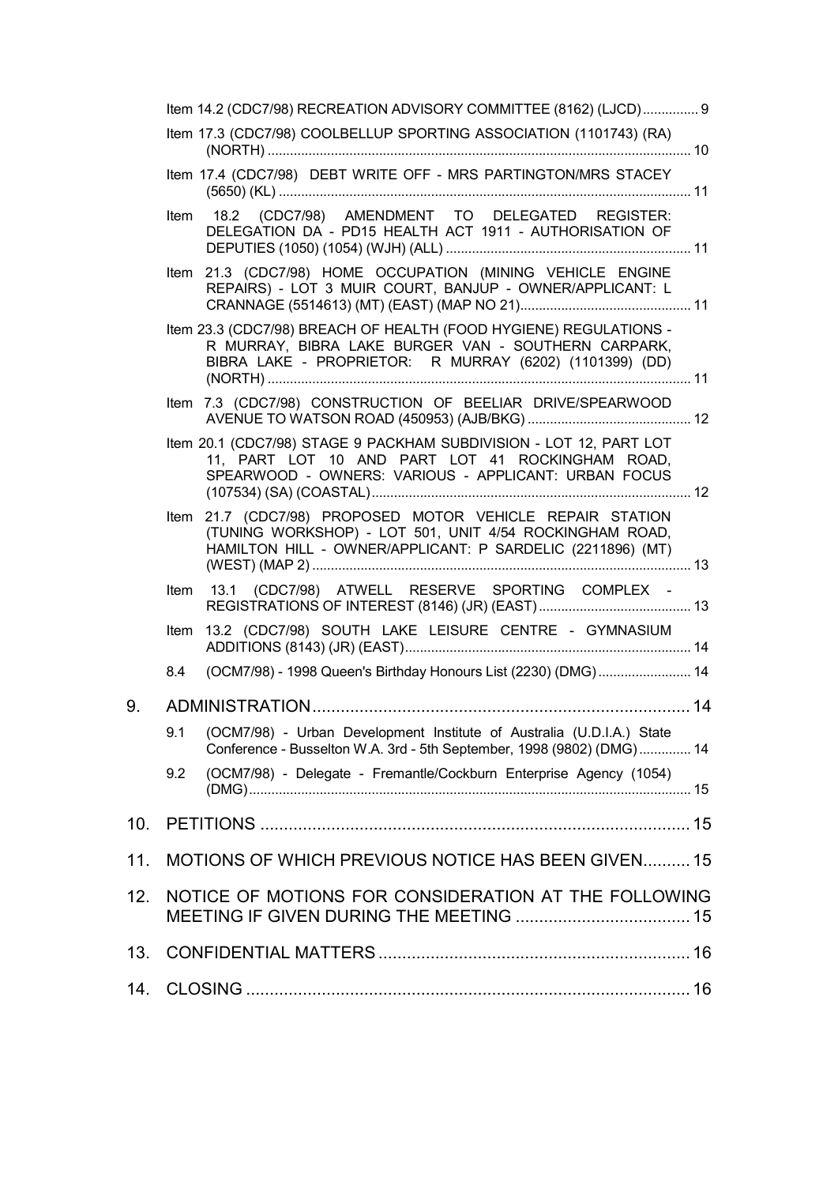Item 14.2 (CDC7/98) RECREATION ADVISORY COMMITTEE (8162) (LJCD) ............... 9

Item 17.3 (CDC7/98) COOLBELLUP SPORTING ASSOCIATION (1101743) (RA) (NORTH) ................................................................................................................ 10

Item 17.4 (CDC7/98) DEBT WRITE OFF - MRS PARTINGTON/MRS STACEY (5650) (KL) ............................................................................................................. 11

Item 18.2 (CDC7/98) AMENDMENT TO DELEGATED REGISTER: DELEGATION DA - PD15 HEALTH ACT 1911 - AUTHORISATION OF DEPUTIES (1050) (1054) (WJH) (ALL) ................................................................. 11

Item 21.3 (CDC7/98) HOME OCCUPATION (MINING VEHICLE ENGINE REPAIRS) - LOT 3 MUIR COURT, BANJUP - OWNER/APPLICANT: L CRANNAGE (5514613) (MT) (EAST) (MAP NO 21).............................................. 11

Item 23.3 (CDC7/98) BREACH OF HEALTH (FOOD HYGIENE) REGULATIONS - R MURRAY, BIBRA LAKE BURGER VAN - SOUTHERN CARPARK, BIBRA LAKE - PROPRIETOR: R MURRAY (6202) (1101399) (DD) (NORTH) ................................................................................................................ 11

Item 7.3 (CDC7/98) CONSTRUCTION OF BEELIAR DRIVE/SPEARWOOD AVENUE TO WATSON ROAD (450953) (AJB/BKG) ........................................... 12

Item 20.1 (CDC7/98) STAGE 9 PACKHAM SUBDIVISION - LOT 12, PART LOT 11, PART LOT 10 AND PART LOT 41 ROCKINGHAM ROAD, SPEARWOOD - OWNERS: VARIOUS - APPLICANT: URBAN FOCUS (107534) (SA) (COASTAL) ..................................................................................... 12

Item 21.7 (CDC7/98) PROPOSED MOTOR VEHICLE REPAIR STATION (TUNING WORKSHOP) - LOT 501, UNIT 4/54 ROCKINGHAM ROAD, HAMILTON HILL - OWNER/APPLICANT: P SARDELIC (2211896) (MT) (WEST) (MAP 2) .................................................................................................... 13

Item 13.1 (CDC7/98) ATWELL RESERVE SPORTING COMPLEX - REGISTRATIONS OF INTEREST (8146) (JR) (EAST) ........................................ 13

Item 13.2 (CDC7/98) SOUTH LAKE LEISURE CENTRE - GYMNASIUM ADDITIONS (8143) (JR) (EAST) ............................................................................ 14

8.4 (OCM7/98) - 1998 Queen's Birthday Honours List (2230) (DMG) ......................... 14

9. ADMINISTRATION ................................................................................ 14

9.1 (OCM7/98) - Urban Development Institute of Australia (U.D.I.A.) State Conference - Busselton W.A. 3rd - 5th September, 1998 (9802) (DMG) .............. 14

9.2 (OCM7/98) - Delegate - Fremantle/Cockburn Enterprise Agency (1054) (DMG) ...................................................................................................................... 15

10. PETITIONS ........................................................................................... 15

11. MOTIONS OF WHICH PREVIOUS NOTICE HAS BEEN GIVEN .......... 15

12. NOTICE OF MOTIONS FOR CONSIDERATION AT THE FOLLOWING MEETING IF GIVEN DURING THE MEETING ..................................... 15

13. CONFIDENTIAL MATTERS .................................................................. 16

14. CLOSING .............................................................................................. 16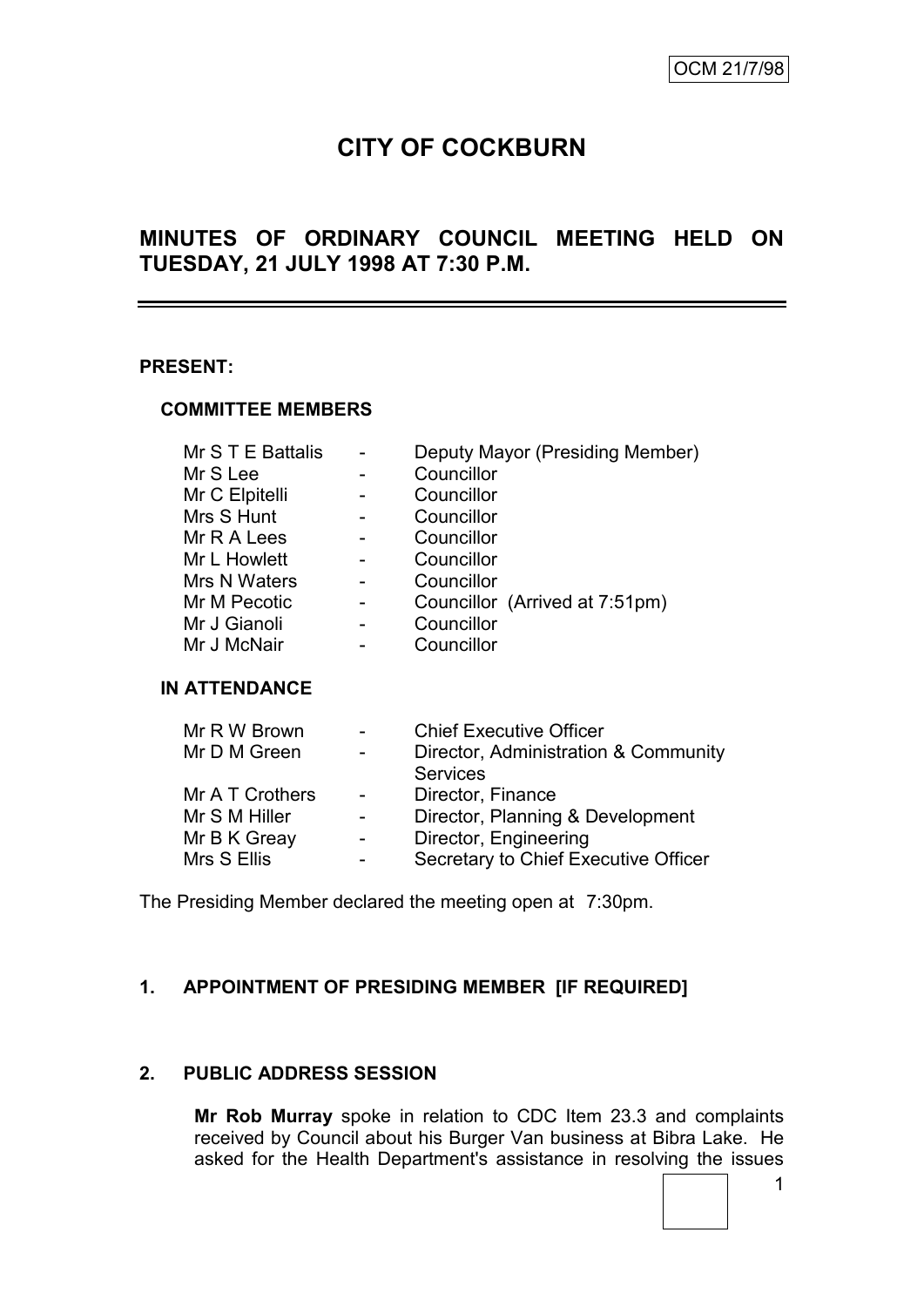# CITY OF COCKBURN

## MINUTES OF ORDINARY COUNCIL MEETING HELD ON TUESDAY, 21 JULY 1998 AT 7:30 P.M.

**PRESENT:**

**COMMITTEE MEMBERS**

| | | |
|---|---|---|
| Mr S T E Battalis | - | Deputy Mayor (Presiding Member) |
| Mr S Lee | - | Councillor |
| Mr C Elpitelli | - | Councillor |
| Mrs S Hunt | - | Councillor |
| Mr R A Lees | - | Councillor |
| Mr L Howlett | - | Councillor |
| Mrs N Waters | - | Councillor |
| Mr M Pecotic | - | Councillor (Arrived at 7:51pm) |
| Mr J Gianoli | - | Councillor |
| Mr J McNair | - | Councillor |

**IN ATTENDANCE**

| | | |
|---|---|---|
| Mr R W Brown | - | Chief Executive Officer |
| Mr D M Green | - | Director, Administration & Community Services |
| Mr A T Crothers | - | Director, Finance |
| Mr S M Hiller | - | Director, Planning & Development |
| Mr B K Greay | - | Director, Engineering |
| Mrs S Ellis | - | Secretary to Chief Executive Officer |

The Presiding Member declared the meeting open at 7:30pm.

### 1. APPOINTMENT OF PRESIDING MEMBER [IF REQUIRED]

### 2. PUBLIC ADDRESS SESSION

**Mr Rob Murray** spoke in relation to CDC Item 23.3 and complaints received by Council about his Burger Van business at Bibra Lake. He asked for the Health Department's assistance in resolving the issues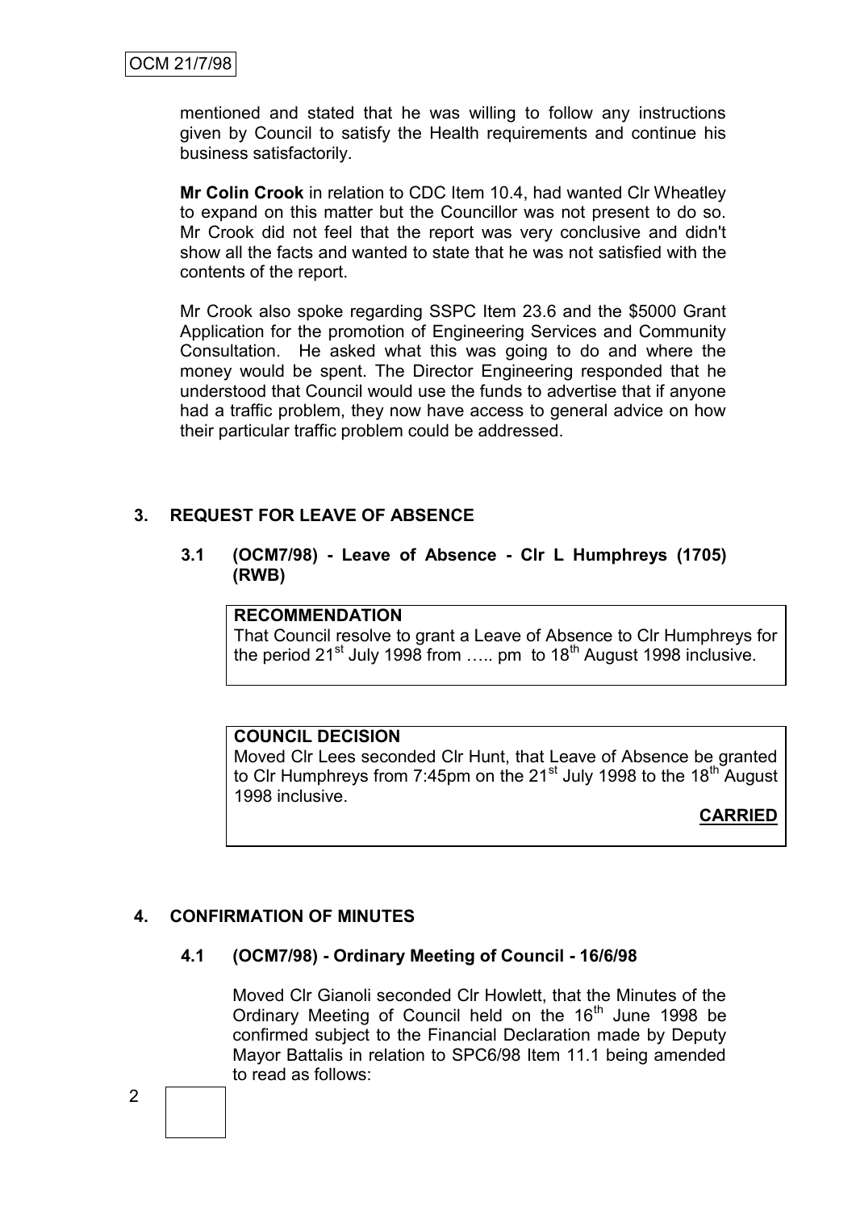mentioned and stated that he was willing to follow any instructions given by Council to satisfy the Health requirements and continue his business satisfactorily.

**Mr Colin Crook** in relation to CDC Item 10.4, had wanted Clr Wheatley to expand on this matter but the Councillor was not present to do so. Mr Crook did not feel that the report was very conclusive and didn't show all the facts and wanted to state that he was not satisfied with the contents of the report.

Mr Crook also spoke regarding SSPC Item 23.6 and the $5000 Grant Application for the promotion of Engineering Services and Community Consultation. He asked what this was going to do and where the money would be spent. The Director Engineering responded that he understood that Council would use the funds to advertise that if anyone had a traffic problem, they now have access to general advice on how their particular traffic problem could be addressed.

## 3. REQUEST FOR LEAVE OF ABSENCE

### 3.1 (OCM7/98) - Leave of Absence - Clr L Humphreys (1705) (RWB)

**RECOMMENDATION**

That Council resolve to grant a Leave of Absence to Clr Humphreys for the period 21st July 1998 from ….. pm to 18th August 1998 inclusive.

**COUNCIL DECISION**

Moved Clr Lees seconded Clr Hunt, that Leave of Absence be granted to Clr Humphreys from 7:45pm on the 21st July 1998 to the 18th August 1998 inclusive.

**CARRIED**

## 4. CONFIRMATION OF MINUTES

### 4.1 (OCM7/98) - Ordinary Meeting of Council - 16/6/98

Moved Clr Gianoli seconded Clr Howlett, that the Minutes of the Ordinary Meeting of Council held on the 16th June 1998 be confirmed subject to the Financial Declaration made by Deputy Mayor Battalis in relation to SPC6/98 Item 11.1 being amended to read as follows: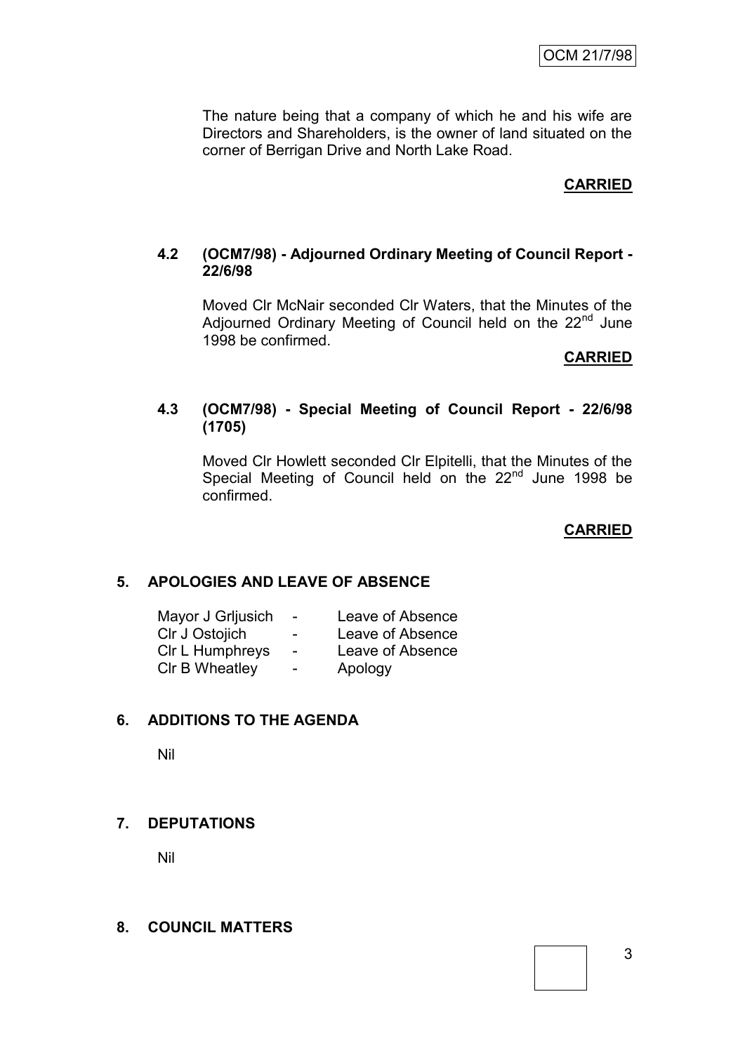The nature being that a company of which he and his wife are Directors and Shareholders, is the owner of land situated on the corner of Berrigan Drive and North Lake Road.

**CARRIED**

### 4.2 (OCM7/98) - Adjourned Ordinary Meeting of Council Report - 22/6/98

Moved Clr McNair seconded Clr Waters, that the Minutes of the Adjourned Ordinary Meeting of Council held on the 22nd June 1998 be confirmed.

**CARRIED**

### 4.3 (OCM7/98) - Special Meeting of Council Report - 22/6/98 (1705)

Moved Clr Howlett seconded Clr Elpitelli, that the Minutes of the Special Meeting of Council held on the 22nd June 1998 be confirmed.

**CARRIED**

## 5. APOLOGIES AND LEAVE OF ABSENCE

| | | |
|---|---|---|
| Mayor J Grljusich | - | Leave of Absence |
| Clr J Ostojich | - | Leave of Absence |
| Clr L Humphreys | - | Leave of Absence |
| Clr B Wheatley | - | Apology |

## 6. ADDITIONS TO THE AGENDA

Nil

## 7. DEPUTATIONS

Nil

## 8. COUNCIL MATTERS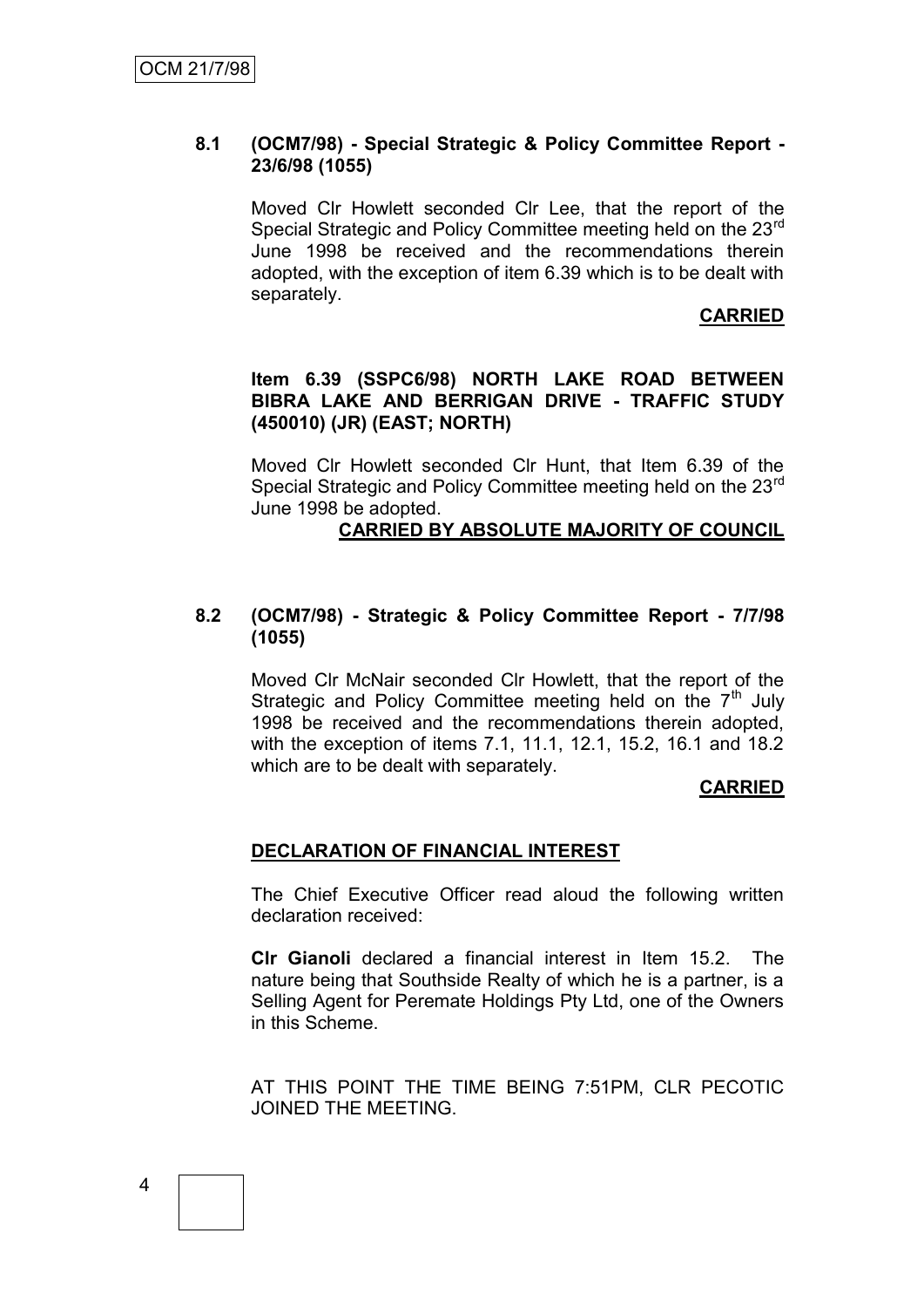### 8.1 (OCM7/98) - Special Strategic & Policy Committee Report - 23/6/98 (1055)

Moved Clr Howlett seconded Clr Lee, that the report of the Special Strategic and Policy Committee meeting held on the 23rd June 1998 be received and the recommendations therein adopted, with the exception of item 6.39 which is to be dealt with separately.

**CARRIED**

**Item 6.39 (SSPC6/98) NORTH LAKE ROAD BETWEEN BIBRA LAKE AND BERRIGAN DRIVE - TRAFFIC STUDY (450010) (JR) (EAST; NORTH)**

Moved Clr Howlett seconded Clr Hunt, that Item 6.39 of the Special Strategic and Policy Committee meeting held on the 23rd June 1998 be adopted.

**CARRIED BY ABSOLUTE MAJORITY OF COUNCIL**

### 8.2 (OCM7/98) - Strategic & Policy Committee Report - 7/7/98 (1055)

Moved Clr McNair seconded Clr Howlett, that the report of the Strategic and Policy Committee meeting held on the 7th July 1998 be received and the recommendations therein adopted, with the exception of items 7.1, 11.1, 12.1, 15.2, 16.1 and 18.2 which are to be dealt with separately.

**CARRIED**

**DECLARATION OF FINANCIAL INTEREST**

The Chief Executive Officer read aloud the following written declaration received:

**Clr Gianoli** declared a financial interest in Item 15.2. The nature being that Southside Realty of which he is a partner, is a Selling Agent for Peremate Holdings Pty Ltd, one of the Owners in this Scheme.

AT THIS POINT THE TIME BEING 7:51PM, CLR PECOTIC JOINED THE MEETING.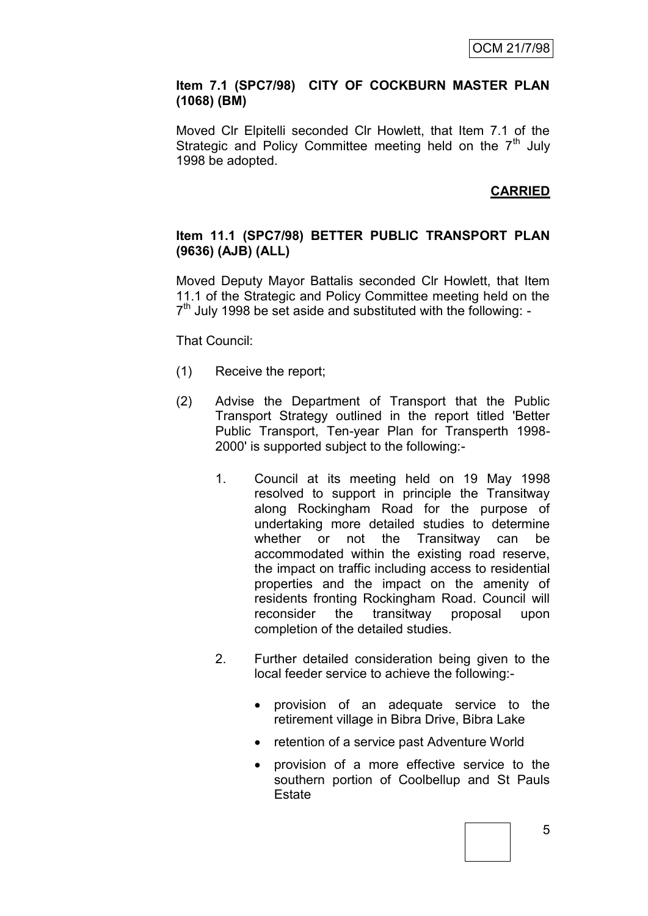**Item 7.1 (SPC7/98) CITY OF COCKBURN MASTER PLAN (1068) (BM)**

Moved Clr Elpitelli seconded Clr Howlett, that Item 7.1 of the Strategic and Policy Committee meeting held on the 7th July 1998 be adopted.

**CARRIED**

**Item 11.1 (SPC7/98) BETTER PUBLIC TRANSPORT PLAN (9636) (AJB) (ALL)**

Moved Deputy Mayor Battalis seconded Clr Howlett, that Item 11.1 of the Strategic and Policy Committee meeting held on the 7th July 1998 be set aside and substituted with the following: -

That Council:

(1) Receive the report;

(2) Advise the Department of Transport that the Public Transport Strategy outlined in the report titled 'Better Public Transport, Ten-year Plan for Transperth 1998-2000' is supported subject to the following:-

1. Council at its meeting held on 19 May 1998 resolved to support in principle the Transitway along Rockingham Road for the purpose of undertaking more detailed studies to determine whether or not the Transitway can be accommodated within the existing road reserve, the impact on traffic including access to residential properties and the impact on the amenity of residents fronting Rockingham Road. Council will reconsider the transitway proposal upon completion of the detailed studies.

2. Further detailed consideration being given to the local feeder service to achieve the following:-

- provision of an adequate service to the retirement village in Bibra Drive, Bibra Lake
- retention of a service past Adventure World
- provision of a more effective service to the southern portion of Coolbellup and St Pauls Estate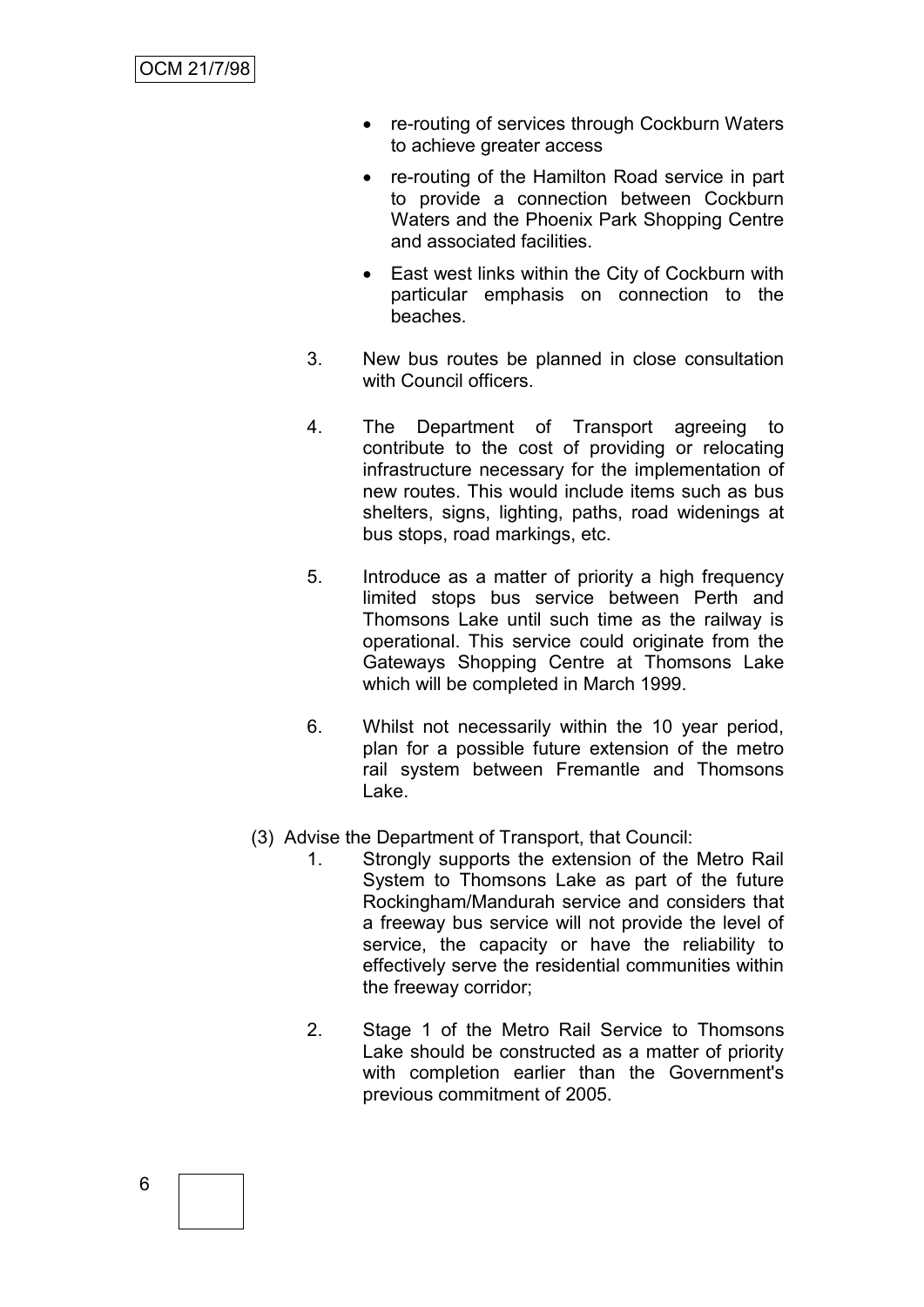- re-routing of services through Cockburn Waters to achieve greater access
- re-routing of the Hamilton Road service in part to provide a connection between Cockburn Waters and the Phoenix Park Shopping Centre and associated facilities.
- East west links within the City of Cockburn with particular emphasis on connection to the beaches.

3. New bus routes be planned in close consultation with Council officers.

4. The Department of Transport agreeing to contribute to the cost of providing or relocating infrastructure necessary for the implementation of new routes. This would include items such as bus shelters, signs, lighting, paths, road widenings at bus stops, road markings, etc.

5. Introduce as a matter of priority a high frequency limited stops bus service between Perth and Thomsons Lake until such time as the railway is operational. This service could originate from the Gateways Shopping Centre at Thomsons Lake which will be completed in March 1999.

6. Whilst not necessarily within the 10 year period, plan for a possible future extension of the metro rail system between Fremantle and Thomsons Lake.

(3) Advise the Department of Transport, that Council:

1. Strongly supports the extension of the Metro Rail System to Thomsons Lake as part of the future Rockingham/Mandurah service and considers that a freeway bus service will not provide the level of service, the capacity or have the reliability to effectively serve the residential communities within the freeway corridor;

2. Stage 1 of the Metro Rail Service to Thomsons Lake should be constructed as a matter of priority with completion earlier than the Government's previous commitment of 2005.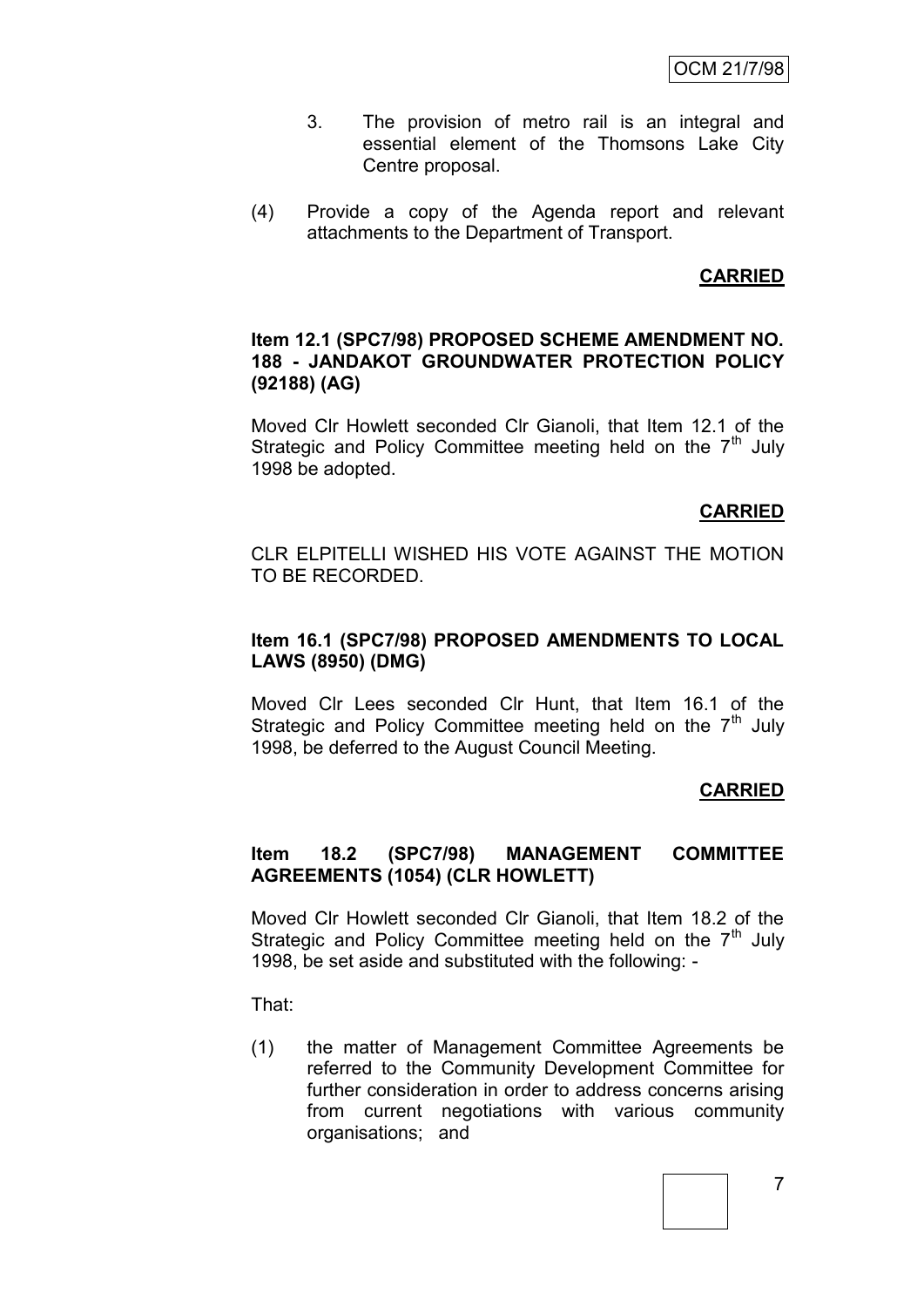3. The provision of metro rail is an integral and essential element of the Thomsons Lake City Centre proposal.

(4) Provide a copy of the Agenda report and relevant attachments to the Department of Transport.

**CARRIED**

**Item 12.1 (SPC7/98) PROPOSED SCHEME AMENDMENT NO. 188 - JANDAKOT GROUNDWATER PROTECTION POLICY (92188) (AG)**

Moved Clr Howlett seconded Clr Gianoli, that Item 12.1 of the Strategic and Policy Committee meeting held on the 7th July 1998 be adopted.

**CARRIED**

CLR ELPITELLI WISHED HIS VOTE AGAINST THE MOTION TO BE RECORDED.

**Item 16.1 (SPC7/98) PROPOSED AMENDMENTS TO LOCAL LAWS (8950) (DMG)**

Moved Clr Lees seconded Clr Hunt, that Item 16.1 of the Strategic and Policy Committee meeting held on the 7th July 1998, be deferred to the August Council Meeting.

**CARRIED**

**Item 18.2 (SPC7/98) MANAGEMENT COMMITTEE AGREEMENTS (1054) (CLR HOWLETT)**

Moved Clr Howlett seconded Clr Gianoli, that Item 18.2 of the Strategic and Policy Committee meeting held on the 7th July 1998, be set aside and substituted with the following: -

That:

(1) the matter of Management Committee Agreements be referred to the Community Development Committee for further consideration in order to address concerns arising from current negotiations with various community organisations; and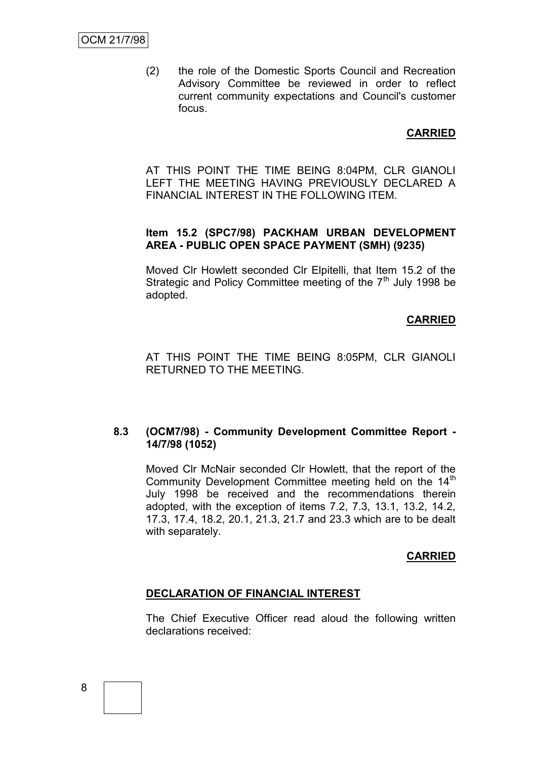(2) the role of the Domestic Sports Council and Recreation Advisory Committee be reviewed in order to reflect current community expectations and Council's customer focus.

**CARRIED**

AT THIS POINT THE TIME BEING 8:04PM, CLR GIANOLI LEFT THE MEETING HAVING PREVIOUSLY DECLARED A FINANCIAL INTEREST IN THE FOLLOWING ITEM.

**Item 15.2 (SPC7/98) PACKHAM URBAN DEVELOPMENT AREA - PUBLIC OPEN SPACE PAYMENT (SMH) (9235)**

Moved Clr Howlett seconded Clr Elpitelli, that Item 15.2 of the Strategic and Policy Committee meeting of the 7th July 1998 be adopted.

**CARRIED**

AT THIS POINT THE TIME BEING 8:05PM, CLR GIANOLI RETURNED TO THE MEETING.

### 8.3 (OCM7/98) - Community Development Committee Report - 14/7/98 (1052)

Moved Clr McNair seconded Clr Howlett, that the report of the Community Development Committee meeting held on the 14th July 1998 be received and the recommendations therein adopted, with the exception of items 7.2, 7.3, 13.1, 13.2, 14.2, 17.3, 17.4, 18.2, 20.1, 21.3, 21.7 and 23.3 which are to be dealt with separately.

**CARRIED**

**DECLARATION OF FINANCIAL INTEREST**

The Chief Executive Officer read aloud the following written declarations received: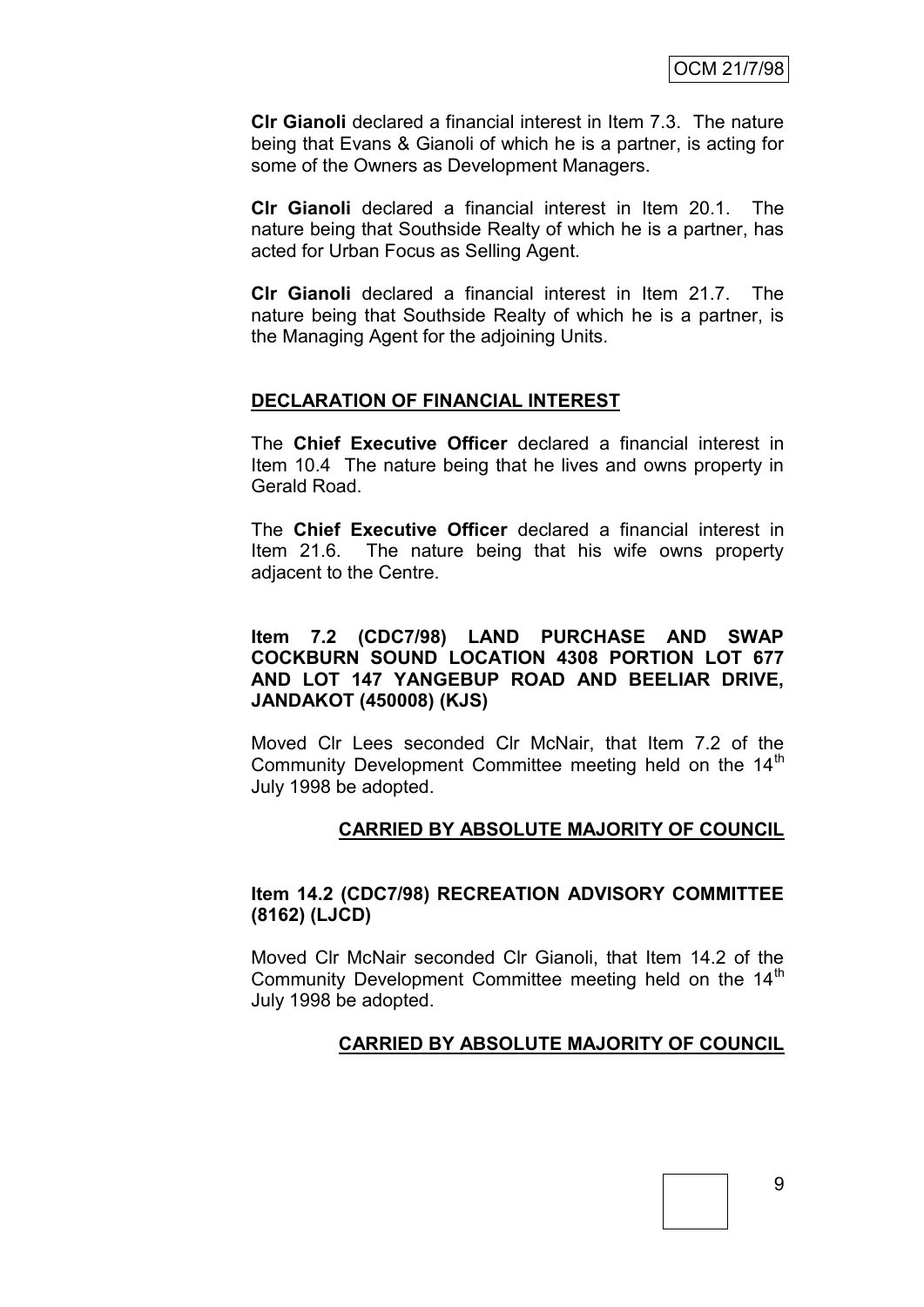**Clr Gianoli** declared a financial interest in Item 7.3. The nature being that Evans & Gianoli of which he is a partner, is acting for some of the Owners as Development Managers.

**Clr Gianoli** declared a financial interest in Item 20.1. The nature being that Southside Realty of which he is a partner, has acted for Urban Focus as Selling Agent.

**Clr Gianoli** declared a financial interest in Item 21.7. The nature being that Southside Realty of which he is a partner, is the Managing Agent for the adjoining Units.

**DECLARATION OF FINANCIAL INTEREST**

The **Chief Executive Officer** declared a financial interest in Item 10.4 The nature being that he lives and owns property in Gerald Road.

The **Chief Executive Officer** declared a financial interest in Item 21.6. The nature being that his wife owns property adjacent to the Centre.

**Item 7.2 (CDC7/98) LAND PURCHASE AND SWAP COCKBURN SOUND LOCATION 4308 PORTION LOT 677 AND LOT 147 YANGEBUP ROAD AND BEELIAR DRIVE, JANDAKOT (450008) (KJS)**

Moved Clr Lees seconded Clr McNair, that Item 7.2 of the Community Development Committee meeting held on the 14th July 1998 be adopted.

**CARRIED BY ABSOLUTE MAJORITY OF COUNCIL**

**Item 14.2 (CDC7/98) RECREATION ADVISORY COMMITTEE (8162) (LJCD)**

Moved Clr McNair seconded Clr Gianoli, that Item 14.2 of the Community Development Committee meeting held on the 14th July 1998 be adopted.

**CARRIED BY ABSOLUTE MAJORITY OF COUNCIL**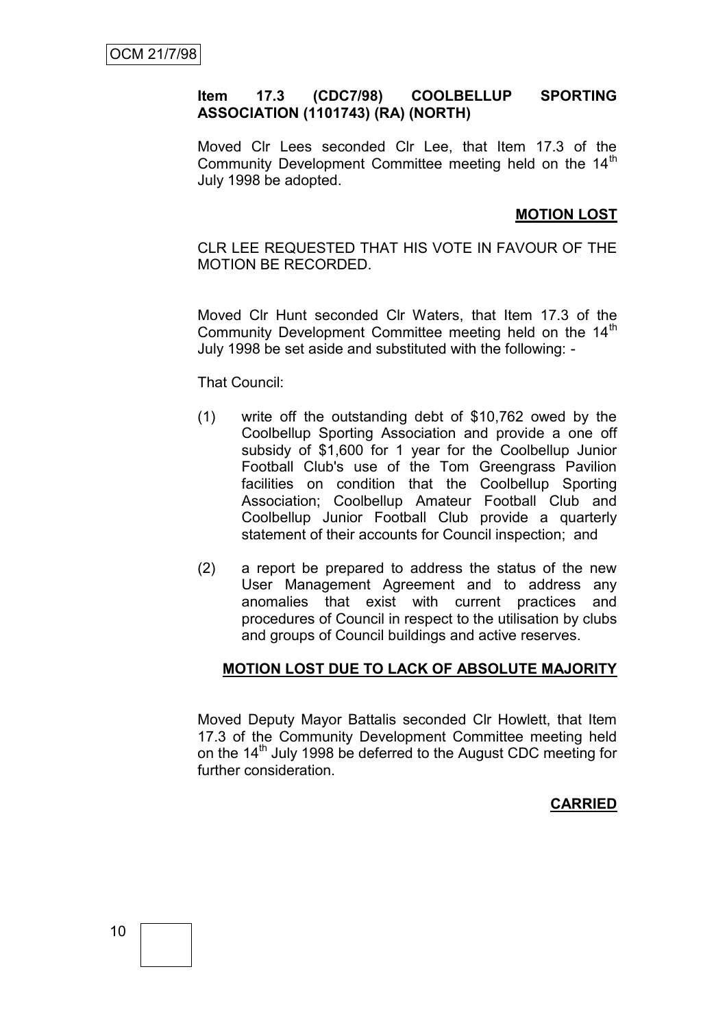**Item 17.3 (CDC7/98) COOLBELLUP SPORTING ASSOCIATION (1101743) (RA) (NORTH)**

Moved Clr Lees seconded Clr Lee, that Item 17.3 of the Community Development Committee meeting held on the 14th July 1998 be adopted.

**MOTION LOST**

CLR LEE REQUESTED THAT HIS VOTE IN FAVOUR OF THE MOTION BE RECORDED.

Moved Clr Hunt seconded Clr Waters, that Item 17.3 of the Community Development Committee meeting held on the 14th July 1998 be set aside and substituted with the following: -

That Council:

(1) write off the outstanding debt of $10,762 owed by the Coolbellup Sporting Association and provide a one off subsidy of $1,600 for 1 year for the Coolbellup Junior Football Club's use of the Tom Greengrass Pavilion facilities on condition that the Coolbellup Sporting Association; Coolbellup Amateur Football Club and Coolbellup Junior Football Club provide a quarterly statement of their accounts for Council inspection; and

(2) a report be prepared to address the status of the new User Management Agreement and to address any anomalies that exist with current practices and procedures of Council in respect to the utilisation by clubs and groups of Council buildings and active reserves.

**MOTION LOST DUE TO LACK OF ABSOLUTE MAJORITY**

Moved Deputy Mayor Battalis seconded Clr Howlett, that Item 17.3 of the Community Development Committee meeting held on the 14th July 1998 be deferred to the August CDC meeting for further consideration.

**CARRIED**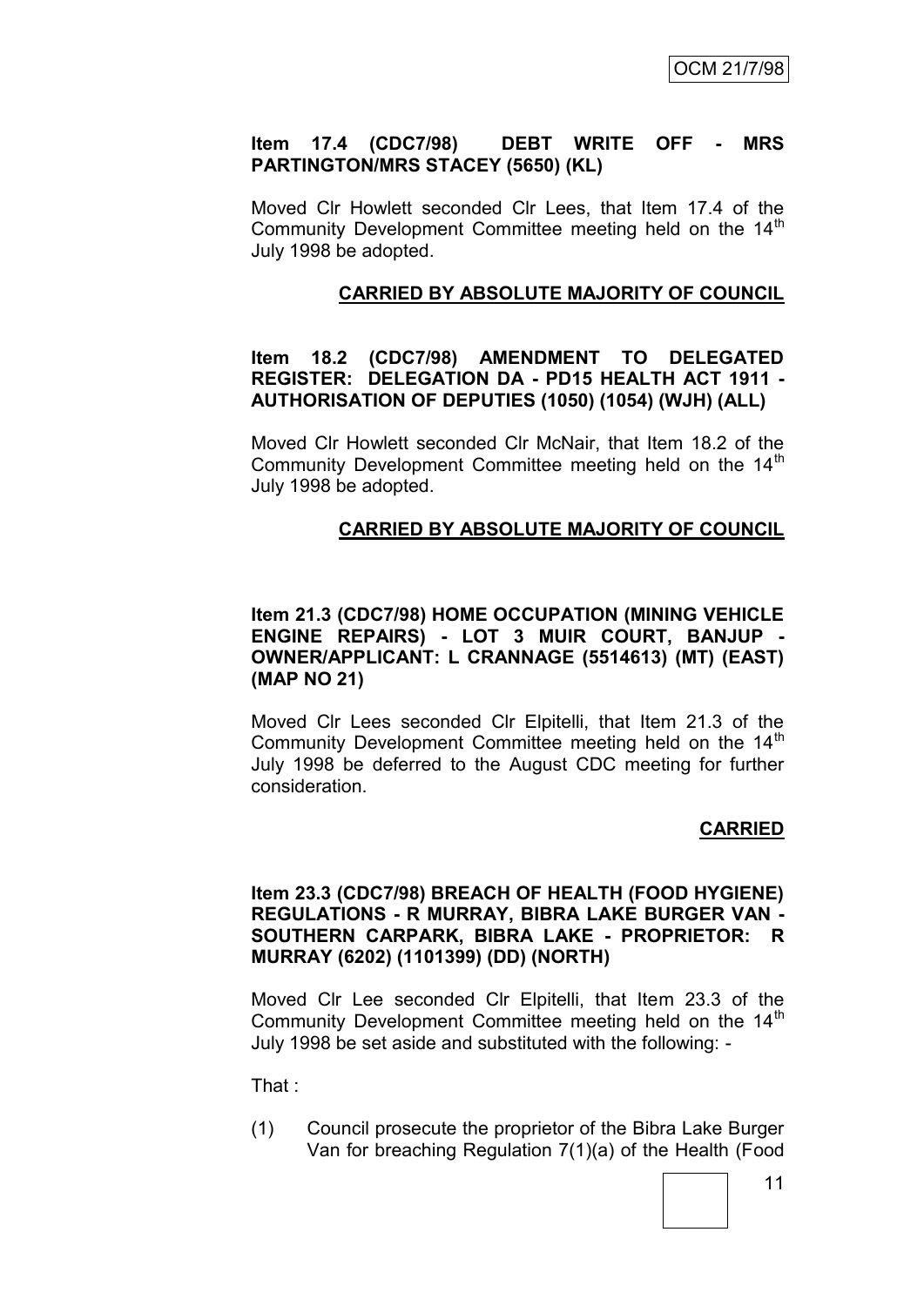**Item 17.4 (CDC7/98) DEBT WRITE OFF - MRS PARTINGTON/MRS STACEY (5650) (KL)**

Moved Clr Howlett seconded Clr Lees, that Item 17.4 of the Community Development Committee meeting held on the 14th July 1998 be adopted.

**CARRIED BY ABSOLUTE MAJORITY OF COUNCIL**

**Item 18.2 (CDC7/98) AMENDMENT TO DELEGATED REGISTER: DELEGATION DA - PD15 HEALTH ACT 1911 - AUTHORISATION OF DEPUTIES (1050) (1054) (WJH) (ALL)**

Moved Clr Howlett seconded Clr McNair, that Item 18.2 of the Community Development Committee meeting held on the 14th July 1998 be adopted.

**CARRIED BY ABSOLUTE MAJORITY OF COUNCIL**

**Item 21.3 (CDC7/98) HOME OCCUPATION (MINING VEHICLE ENGINE REPAIRS) - LOT 3 MUIR COURT, BANJUP - OWNER/APPLICANT: L CRANNAGE (5514613) (MT) (EAST) (MAP NO 21)**

Moved Clr Lees seconded Clr Elpitelli, that Item 21.3 of the Community Development Committee meeting held on the 14th July 1998 be deferred to the August CDC meeting for further consideration.

**CARRIED**

**Item 23.3 (CDC7/98) BREACH OF HEALTH (FOOD HYGIENE) REGULATIONS - R MURRAY, BIBRA LAKE BURGER VAN - SOUTHERN CARPARK, BIBRA LAKE - PROPRIETOR: R MURRAY (6202) (1101399) (DD) (NORTH)**

Moved Clr Lee seconded Clr Elpitelli, that Item 23.3 of the Community Development Committee meeting held on the 14th July 1998 be set aside and substituted with the following: -

That :

(1) Council prosecute the proprietor of the Bibra Lake Burger Van for breaching Regulation 7(1)(a) of the Health (Food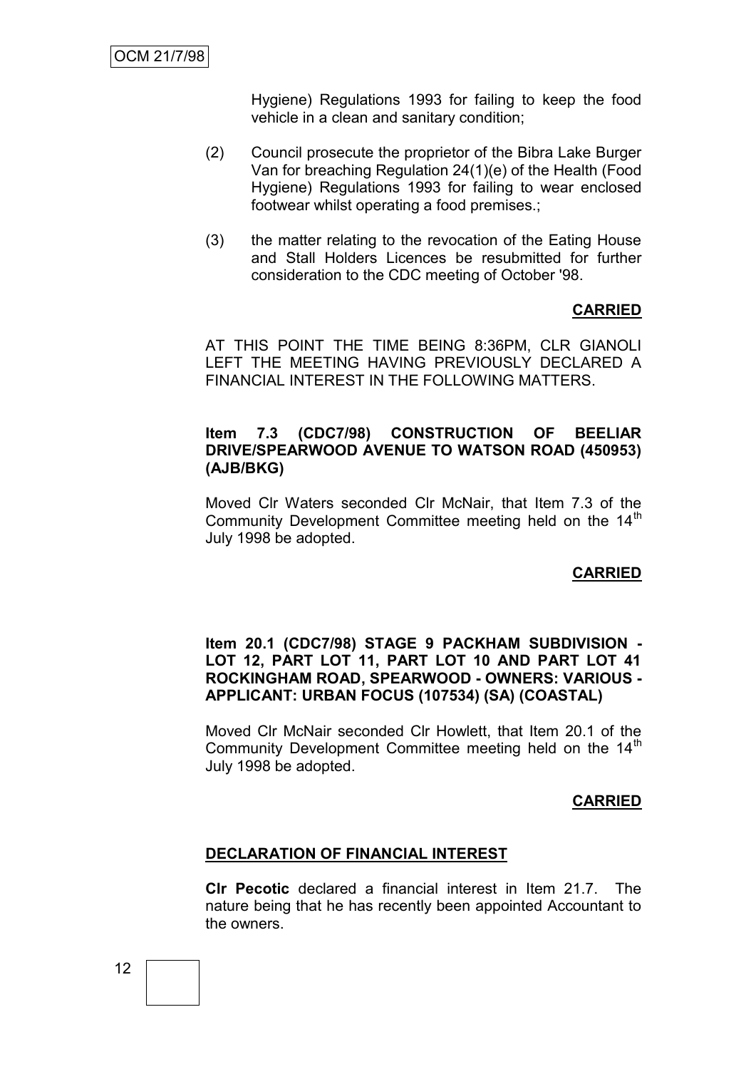Hygiene) Regulations 1993 for failing to keep the food vehicle in a clean and sanitary condition;

(2) Council prosecute the proprietor of the Bibra Lake Burger Van for breaching Regulation 24(1)(e) of the Health (Food Hygiene) Regulations 1993 for failing to wear enclosed footwear whilst operating a food premises.;

(3) the matter relating to the revocation of the Eating House and Stall Holders Licences be resubmitted for further consideration to the CDC meeting of October '98.

**CARRIED**

AT THIS POINT THE TIME BEING 8:36PM, CLR GIANOLI LEFT THE MEETING HAVING PREVIOUSLY DECLARED A FINANCIAL INTEREST IN THE FOLLOWING MATTERS.

**Item 7.3 (CDC7/98) CONSTRUCTION OF BEELIAR DRIVE/SPEARWOOD AVENUE TO WATSON ROAD (450953) (AJB/BKG)**

Moved Clr Waters seconded Clr McNair, that Item 7.3 of the Community Development Committee meeting held on the 14th July 1998 be adopted.

**CARRIED**

**Item 20.1 (CDC7/98) STAGE 9 PACKHAM SUBDIVISION - LOT 12, PART LOT 11, PART LOT 10 AND PART LOT 41 ROCKINGHAM ROAD, SPEARWOOD - OWNERS: VARIOUS - APPLICANT: URBAN FOCUS (107534) (SA) (COASTAL)**

Moved Clr McNair seconded Clr Howlett, that Item 20.1 of the Community Development Committee meeting held on the 14th July 1998 be adopted.

**CARRIED**

**DECLARATION OF FINANCIAL INTEREST**

**Clr Pecotic** declared a financial interest in Item 21.7. The nature being that he has recently been appointed Accountant to the owners.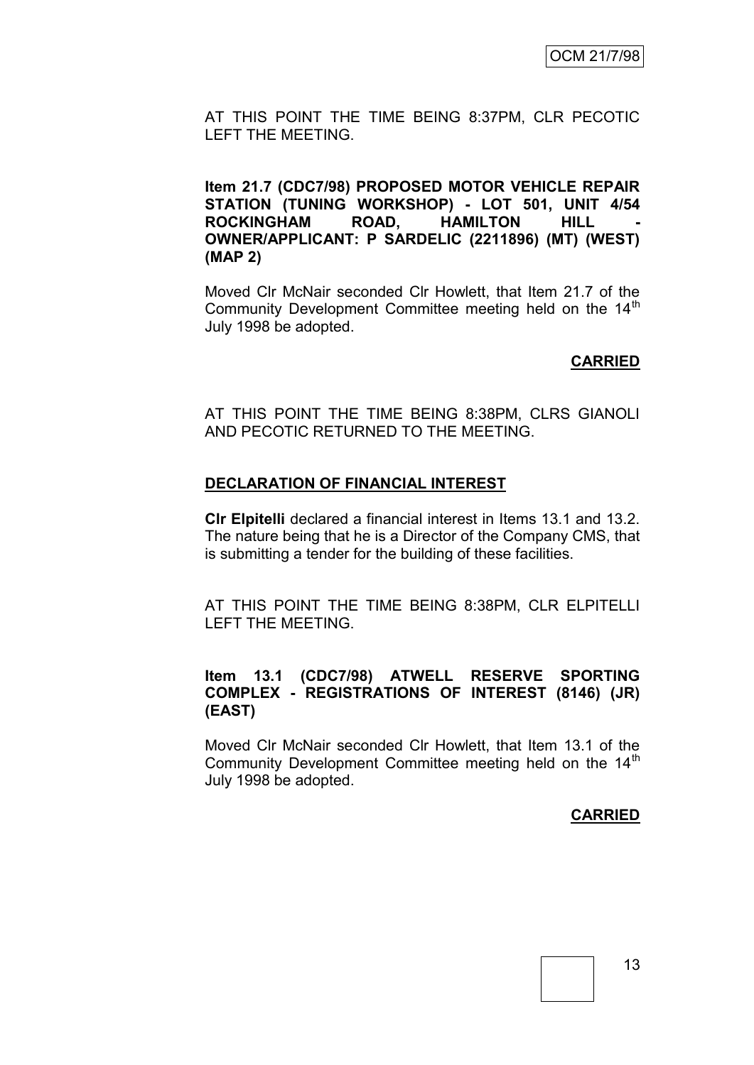AT THIS POINT THE TIME BEING 8:37PM, CLR PECOTIC LEFT THE MEETING.

**Item 21.7 (CDC7/98) PROPOSED MOTOR VEHICLE REPAIR STATION (TUNING WORKSHOP) - LOT 501, UNIT 4/54 ROCKINGHAM ROAD, HAMILTON HILL - OWNER/APPLICANT: P SARDELIC (2211896) (MT) (WEST) (MAP 2)**

Moved Clr McNair seconded Clr Howlett, that Item 21.7 of the Community Development Committee meeting held on the 14th July 1998 be adopted.

**CARRIED**

AT THIS POINT THE TIME BEING 8:38PM, CLRS GIANOLI AND PECOTIC RETURNED TO THE MEETING.

**DECLARATION OF FINANCIAL INTEREST**

**Clr Elpitelli** declared a financial interest in Items 13.1 and 13.2. The nature being that he is a Director of the Company CMS, that is submitting a tender for the building of these facilities.

AT THIS POINT THE TIME BEING 8:38PM, CLR ELPITELLI LEFT THE MEETING.

**Item 13.1 (CDC7/98) ATWELL RESERVE SPORTING COMPLEX - REGISTRATIONS OF INTEREST (8146) (JR) (EAST)**

Moved Clr McNair seconded Clr Howlett, that Item 13.1 of the Community Development Committee meeting held on the 14th July 1998 be adopted.

**CARRIED**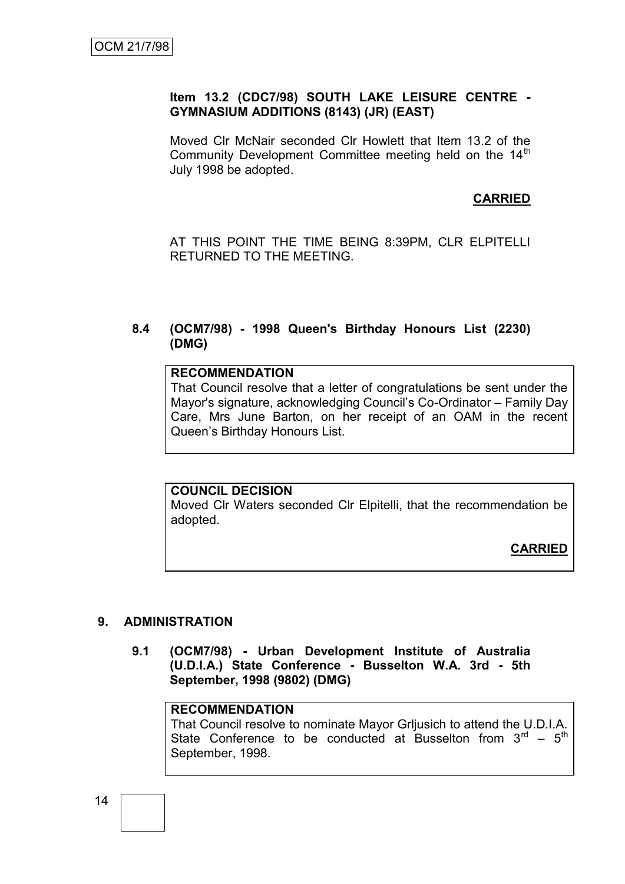**Item 13.2 (CDC7/98) SOUTH LAKE LEISURE CENTRE - GYMNASIUM ADDITIONS (8143) (JR) (EAST)**

Moved Clr McNair seconded Clr Howlett that Item 13.2 of the Community Development Committee meeting held on the 14th July 1998 be adopted.

**CARRIED**

AT THIS POINT THE TIME BEING 8:39PM, CLR ELPITELLI RETURNED TO THE MEETING.

### 8.4 (OCM7/98) - 1998 Queen's Birthday Honours List (2230) (DMG)

**RECOMMENDATION**
That Council resolve that a letter of congratulations be sent under the Mayor's signature, acknowledging Council's Co-Ordinator – Family Day Care, Mrs June Barton, on her receipt of an OAM in the recent Queen's Birthday Honours List.

**COUNCIL DECISION**
Moved Clr Waters seconded Clr Elpitelli, that the recommendation be adopted.

**CARRIED**

## 9. ADMINISTRATION

### 9.1 (OCM7/98) - Urban Development Institute of Australia (U.D.I.A.) State Conference - Busselton W.A. 3rd - 5th September, 1998 (9802) (DMG)

**RECOMMENDATION**
That Council resolve to nominate Mayor Grljusich to attend the U.D.I.A. State Conference to be conducted at Busselton from 3rd – 5th September, 1998.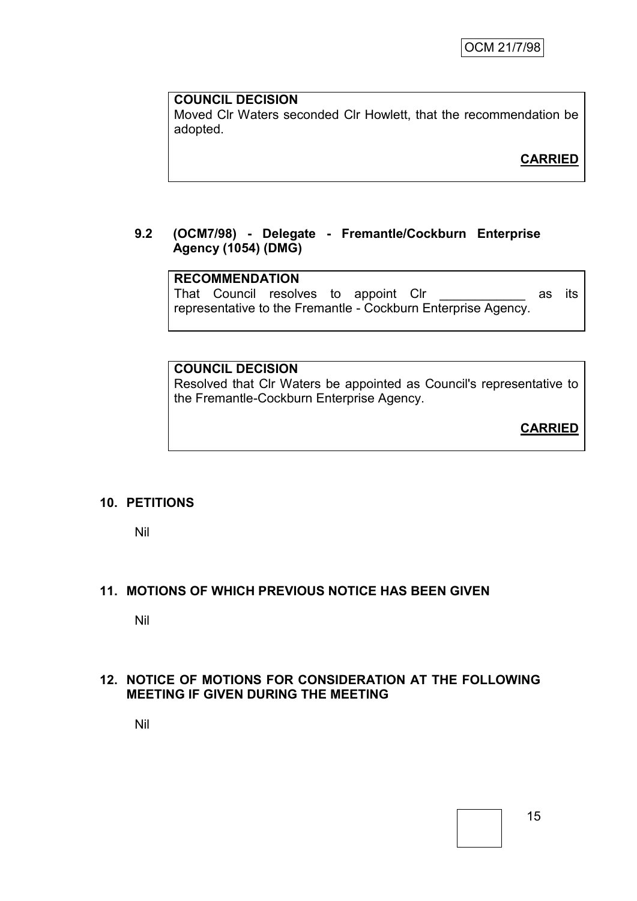**COUNCIL DECISION**
Moved Clr Waters seconded Clr Howlett, that the recommendation be adopted.

**CARRIED**

### 9.2 (OCM7/98) - Delegate - Fremantle/Cockburn Enterprise Agency (1054) (DMG)

**RECOMMENDATION**
That Council resolves to appoint Clr ____________ as its representative to the Fremantle - Cockburn Enterprise Agency.

**COUNCIL DECISION**
Resolved that Clr Waters be appointed as Council's representative to the Fremantle-Cockburn Enterprise Agency.

**CARRIED**

## 10. PETITIONS

Nil

## 11. MOTIONS OF WHICH PREVIOUS NOTICE HAS BEEN GIVEN

Nil

## 12. NOTICE OF MOTIONS FOR CONSIDERATION AT THE FOLLOWING MEETING IF GIVEN DURING THE MEETING

Nil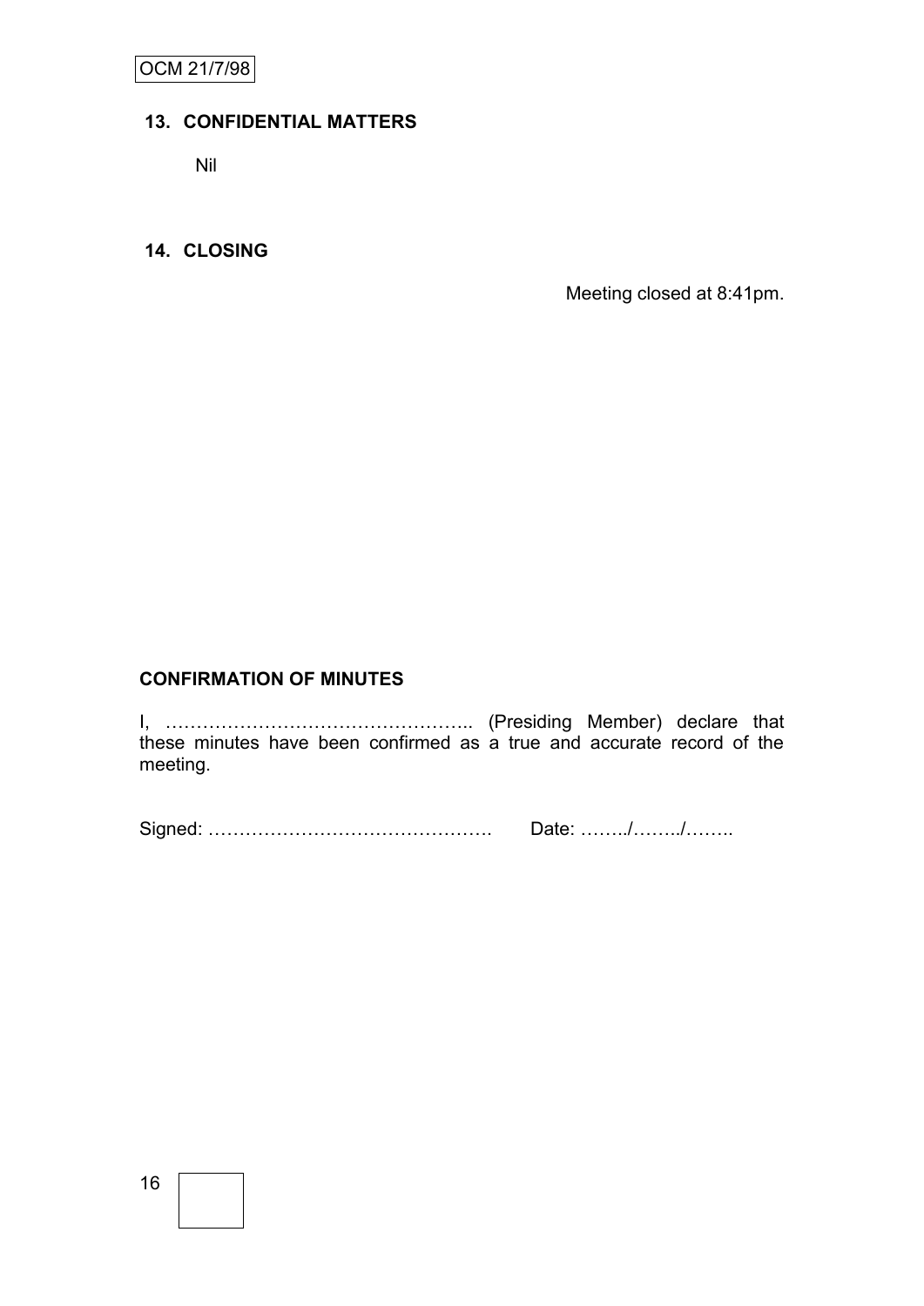## 13. CONFIDENTIAL MATTERS

Nil

## 14. CLOSING

Meeting closed at 8:41pm.

**CONFIRMATION OF MINUTES**

I, ………………………………………….. (Presiding Member) declare that these minutes have been confirmed as a true and accurate record of the meeting.

Signed: ……………………………………….   Date: ……../……../……..